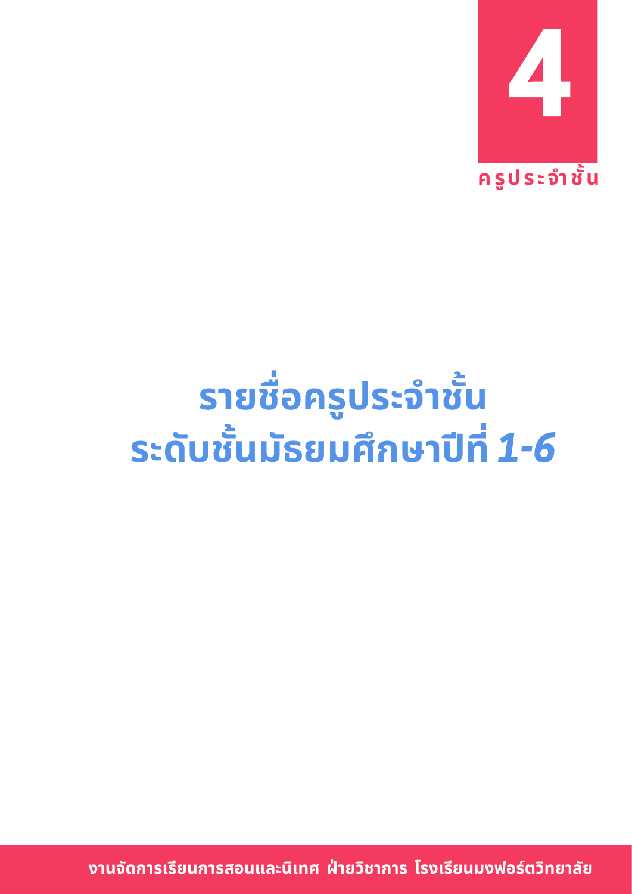**4**

**ครูประจำชั้น**

# รายชื่อครูประจำชั้น
# ระดับชั้นมัธยมศึกษาปีที่ *1-6*

**งานจัดการเรียนการสอนและนิเทศ ฝ่ายวิชาการ โรงเรียนมงฟอร์ตวิทยาลัย**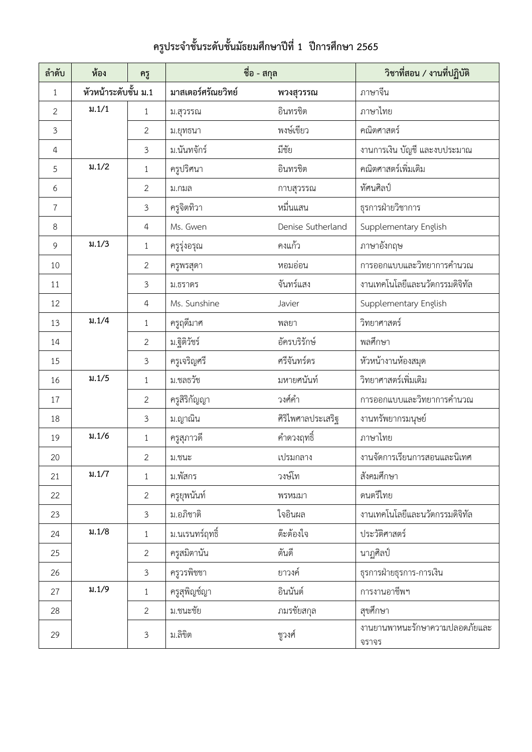# ครูประจำชั้นระดับชั้นมัธยมศึกษาปีที่ 1 ปีการศึกษา 2565

| ลำดับ | ห้อง | ครู | ชื่อ - สกุล | | วิชาที่สอน / งานที่ปฏิบัติ |
|---|---|---|---|---|---|
| 1 | หัวหน้าระดับชั้น ม.1 | | มาสเตอร์ศรัณยวิทย์ | พวงสุวรรณ | ภาษาจีน |
| 2 | ม.1/1 | 1 | ม.สุวรรณ | อินทรชิต | ภาษาไทย |
| 3 | | 2 | ม.ยุทธนา | พงษ์เขียว | คณิตศาสตร์ |
| 4 | | 3 | ม.นันทจักร์ | มีชัย | งานการเงิน บัญชี และงบประมาณ |
| 5 | ม.1/2 | 1 | ครูปริศนา | อินทรชิต | คณิตศาสตร์เพิ่มเติม |
| 6 | | 2 | ม.กมล | กาบสุวรรณ | ทัศนศิลป์ |
| 7 | | 3 | ครูจิตทิวา | หมื่นแสน | ธุรการฝ่ายวิชาการ |
| 8 | | 4 | Ms. Gwen | Denise Sutherland | Supplementary English |
| 9 | ม.1/3 | 1 | ครูรุ่งอรุณ | คงแก้ว | ภาษาอังกฤษ |
| 10 | | 2 | ครูพรสุดา | หอมอ่อน | การออกแบบและวิทยาการคำนวณ |
| 11 | | 3 | ม.ธราดร | จันทร์แสง | งานเทคโนโลยีและนวัตกรรมดิจิทัล |
| 12 | | 4 | Ms. Sunshine | Javier | Supplementary English |
| 13 | ม.1/4 | 1 | ครูฤดีมาศ | พลยา | วิทยาศาสตร์ |
| 14 | | 2 | ม.ฐิติวัชร์ | อัครบริรักษ์ | พลศึกษา |
| 15 | | 3 | ครูเจริญศรี | ศรีจันทร์ดร | หัวหน้างานห้องสมุด |
| 16 | ม.1/5 | 1 | ม.ชลธวัช | มหายศนันท์ | วิทยาศาสตร์เพิ่มเติม |
| 17 | | 2 | ครูสิริกัญญา | วงศ์คำ | การออกแบบและวิทยาการคำนวณ |
| 18 | | 3 | ม.ญาณิน | ศิริไพศาลประเสริฐ | งานทรัพยากรมนุษย์ |
| 19 | ม.1/6 | 1 | ครูสุภาวดี | คำดวงฤทธิ์ | ภาษาไทย |
| 20 | | 2 | ม.ชนะ | เปรมกลาง | งานจัดการเรียนการสอนและนิเทศ |
| 21 | ม.1/7 | 1 | ม.พัสกร | วงษ์โท | สังคมศึกษา |
| 22 | | 2 | ครูยุพนันท์ | พรหมมา | ดนตรีไทย |
| 23 | | 3 | ม.อภิชาติ | ใจอินผล | งานเทคโนโลยีและนวัตกรรมดิจิทัล |
| 24 | ม.1/8 | 1 | ม.นเรนทร์ฤทธิ์ | ต๊ะต้องใจ | ประวัติศาสตร์ |
| 25 | | 2 | ครูสมิตานัน | ตันดี | นาฏศิลป์ |
| 26 | | 3 | ครูวรพิชชา | ยาวงค์ | ธุรการฝ่ายธุรการ-การเงิน |
| 27 | ม.1/9 | 1 | ครูสุพิญช์ญา | อินนันต์ | การงานอาชีพฯ |
| 28 | | 2 | ม.ชนะชัย | ภมรชัยสกุล | สุขศึกษา |
| 29 | | 3 | ม.ลิขิต | ชูวงศ์ | งานยานพาหนะรักษาความปลอดภัยและจราจร |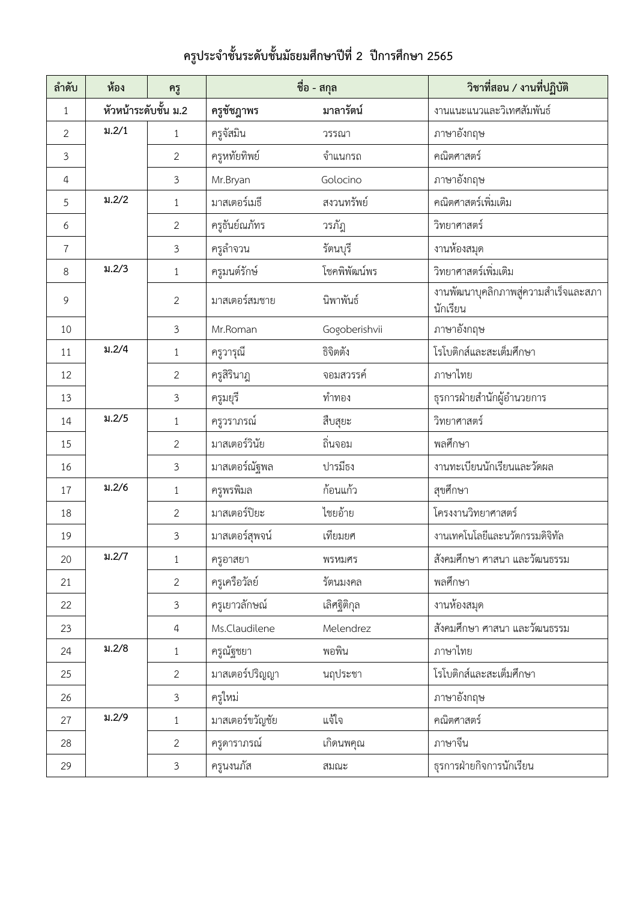# ครูประจำชั้นระดับชั้นมัธยมศึกษาปีที่ 2 ปีการศึกษา 2565

| ลำดับ | ห้อง | ครู | ชื่อ - สกุล | | วิชาที่สอน / งานที่ปฏิบัติ |
|---|---|---|---|---|---|
| 1 | **หัวหน้าระดับชั้น ม.2** | | **ครูชัชฎาพร** | **มาลารัตน์** | งานแนะแนวและวิเทศสัมพันธ์ |
| 2 | **ม.2/1** | 1 | ครูจัสมิน | วรรณา | ภาษาอังกฤษ |
| 3 | | 2 | ครูหทัยทิพย์ | จำแนกรถ | คณิตศาสตร์ |
| 4 | | 3 | Mr.Bryan | Golocino | ภาษาอังกฤษ |
| 5 | **ม.2/2** | 1 | มาสเตอร์เมธี | สงวนทรัพย์ | คณิตศาสตร์เพิ่มเติม |
| 6 | | 2 | ครูธันย์ณภัทร | วรภัฏ | วิทยาศาสตร์ |
| 7 | | 3 | ครูลำจวน | รัตนบุรี | งานห้องสมุด |
| 8 | **ม.2/3** | 1 | ครูมนต์รักษ์ | โชคพิพัฒน์พร | วิทยาศาสตร์เพิ่มเติม |
| 9 | | 2 | มาสเตอร์สมชาย | นิพาพันธ์ | งานพัฒนาบุคลิกภาพสู่ความสำเร็จและสภานักเรียน |
| 10 | | 3 | Mr.Roman | Gogoberishvii | ภาษาอังกฤษ |
| 11 | **ม.2/4** | 1 | ครูวารุณี | ธิจิตตัง | โรโบติกส์และสะเต็มศึกษา |
| 12 | | 2 | ครูสิรินาฎ | จอมสวรรค์ | ภาษาไทย |
| 13 | | 3 | ครูมยุรี | ทำทอง | ธุรการฝ่ายสำนักผู้อำนวยการ |
| 14 | **ม.2/5** | 1 | ครูวราภรณ์ | สืบสุยะ | วิทยาศาสตร์ |
| 15 | | 2 | มาสเตอร์วินัย | ถิ่นจอม | พลศึกษา |
| 16 | | 3 | มาสเตอร์ณัฐพล | ปารมีธง | งานทะเบียนนักเรียนและวัดผล |
| 17 | **ม.2/6** | 1 | ครูพรพิมล | ก้อนแก้ว | สุขศึกษา |
| 18 | | 2 | มาสเตอร์ปิยะ | ไชยอ้าย | โครงงานวิทยาศาสตร์ |
| 19 | | 3 | มาสเตอร์สุพจน์ | เทียมยศ | งานเทคโนโลยีและนวัตกรรมดิจิทัล |
| 20 | **ม.2/7** | 1 | ครูอาสยา | พรหมศร | สังคมศึกษา ศาสนา และวัฒนธรรม |
| 21 | | 2 | ครูเครือวัลย์ | รัตนมงคล | พลศึกษา |
| 22 | | 3 | ครูเยาวลักษณ์ | เลิศฐิติกุล | งานห้องสมุด |
| 23 | | 4 | Ms.Claudilene | Melendrez | สังคมศึกษา ศาสนา และวัฒนธรรม |
| 24 | **ม.2/8** | 1 | ครูณัฐชยา | พอพิน | ภาษาไทย |
| 25 | | 2 | มาสเตอร์ปริญญา | นฤประชา | โรโบติกส์และสะเต็มศึกษา |
| 26 | | 3 | ครูใหม่ | | ภาษาอังกฤษ |
| 27 | **ม.2/9** | 1 | มาสเตอร์ขวัญชัย | แจ้ใจ | คณิตศาสตร์ |
| 28 | | 2 | ครูดาราภรณ์ | เกิดนพคุณ | ภาษาจีน |
| 29 | | 3 | ครูนงนภัส | สมณะ | ธุรการฝ่ายกิจการนักเรียน |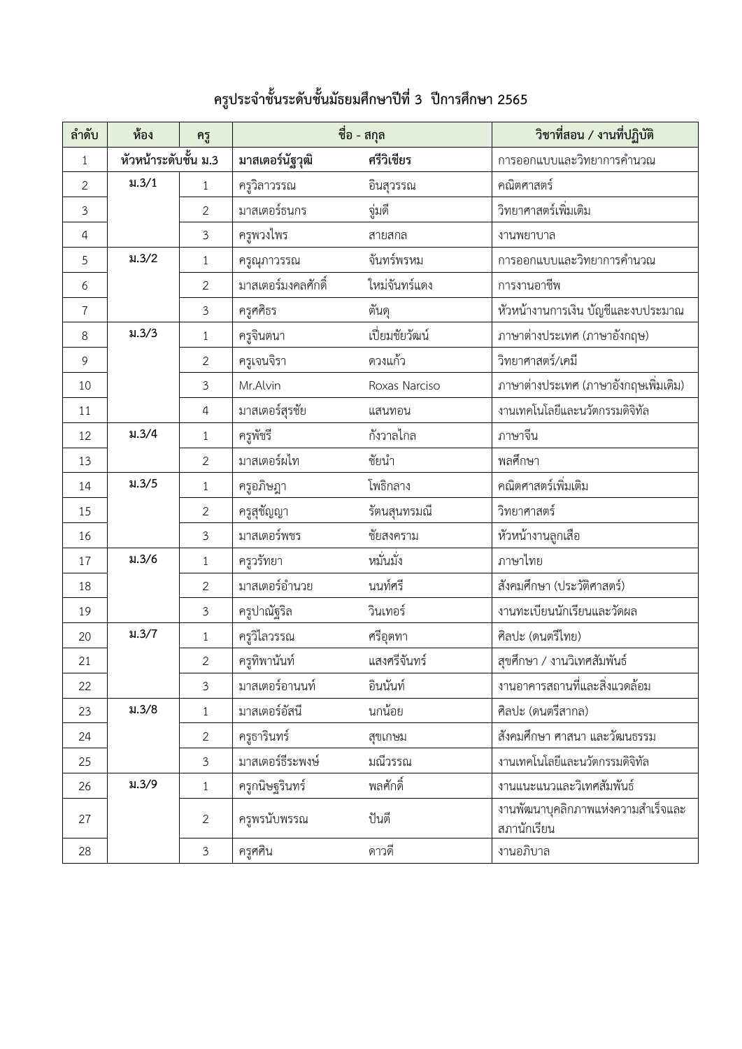## ครูประจำชั้นระดับชั้นมัธยมศึกษาปีที่ 3 ปีการศึกษา 2565

| ลำดับ | ห้อง | ครู | ชื่อ - สกุล | | วิชาที่สอน / งานที่ปฏิบัติ |
|---|---|---|---|---|---|
| 1 | **หัวหน้าระดับชั้น ม.3** | | **มาสเตอร์นัฐวุฒิ** | **ศรีวิเชียร** | การออกแบบและวิทยาการคำนวณ |
| 2 | **ม.3/1** | 1 | ครูวิลาวรรณ | อินสุวรรณ | คณิตศาสตร์ |
| 3 | | 2 | มาสเตอร์ธนกร | จู่มดี | วิทยาศาสตร์เพิ่มเติม |
| 4 | | 3 | ครูพวงไพร | สายสกล | งานพยาบาล |
| 5 | **ม.3/2** | 1 | ครูณฐาวรรณ | จันทร์พรหม | การออกแบบและวิทยาการคำนวณ |
| 6 | | 2 | มาสเตอร์มงคลศักดิ์ | ใหม่จันทร์แดง | การงานอาชีพ |
| 7 | | 3 | ครูศศิธร | ตันดุ | หัวหน้างานการเงิน บัญชีและงบประมาณ |
| 8 | **ม.3/3** | 1 | ครูจินตนา | เปี่ยมชัยวัฒน์ | ภาษาต่างประเทศ (ภาษาอังกฤษ) |
| 9 | | 2 | ครูเจนจิรา | ดวงแก้ว | วิทยาศาสตร์/เคมี |
| 10 | | 3 | Mr.Alvin | Roxas Narciso | ภาษาต่างประเทศ (ภาษาอังกฤษเพิ่มเติม) |
| 11 | | 4 | มาสเตอร์สุรชัย | แสนทอน | งานเทคโนโลยีและนวัตกรรมดิจิทัล |
| 12 | **ม.3/4** | 1 | ครูพัชรี | กังวาลไกล | ภาษาจีน |
| 13 | | 2 | มาสเตอร์ผไท | ชัยนำ | พลศึกษา |
| 14 | **ม.3/5** | 1 | ครูอภิษฎา | โพธิกลาง | คณิตศาสตร์เพิ่มเติม |
| 15 | | 2 | ครูสุชัญญา | รัตนสุนทรมณี | วิทยาศาสตร์ |
| 16 | | 3 | มาสเตอร์พชร | ชัยสงคราม | หัวหน้างานลูกเสือ |
| 17 | **ม.3/6** | 1 | ครูวรัทยา | หมั่นมั่ง | ภาษาไทย |
| 18 | | 2 | มาสเตอร์อำนวย | นนท์ศรี | สังคมศึกษา (ประวัติศาสตร์) |
| 19 | | 3 | ครูปาณัฐริล | วินเทอร์ | งานทะเบียนนักเรียนและวัดผล |
| 20 | **ม.3/7** | 1 | ครูวิไลวรรณ | ศรีอุตทา | ศิลปะ (ดนตรีไทย) |
| 21 | | 2 | ครูทิพานันท์ | แสงศรีจันทร์ | สุขศึกษา / งานวิเทศสัมพันธ์ |
| 22 | | 3 | มาสเตอร์อานนท์ | อินนันท์ | งานอาคารสถานที่และสิ่งแวดล้อม |
| 23 | **ม.3/8** | 1 | มาสเตอร์อัสนี | นกน้อย | ศิลปะ (ดนตรีสากล) |
| 24 | | 2 | ครูธารินทร์ | สุขเกษม | สังคมศึกษา ศาสนา และวัฒนธรรม |
| 25 | | 3 | มาสเตอร์ธีระพงษ์ | มณีวรรณ | งานเทคโนโลยีและนวัตกรรมดิจิทัล |
| 26 | **ม.3/9** | 1 | ครูกนิษฐรินทร์ | พลศักดิ์ | งานแนะแนวและวิเทศสัมพันธ์ |
| 27 | | 2 | ครูพรนับพรรณ | ปันตี | งานพัฒนาบุคลิกภาพแห่งความสำเร็จและสภานักเรียน |
| 28 | | 3 | ครูศศิน | ดาวดี | งานอภิบาล |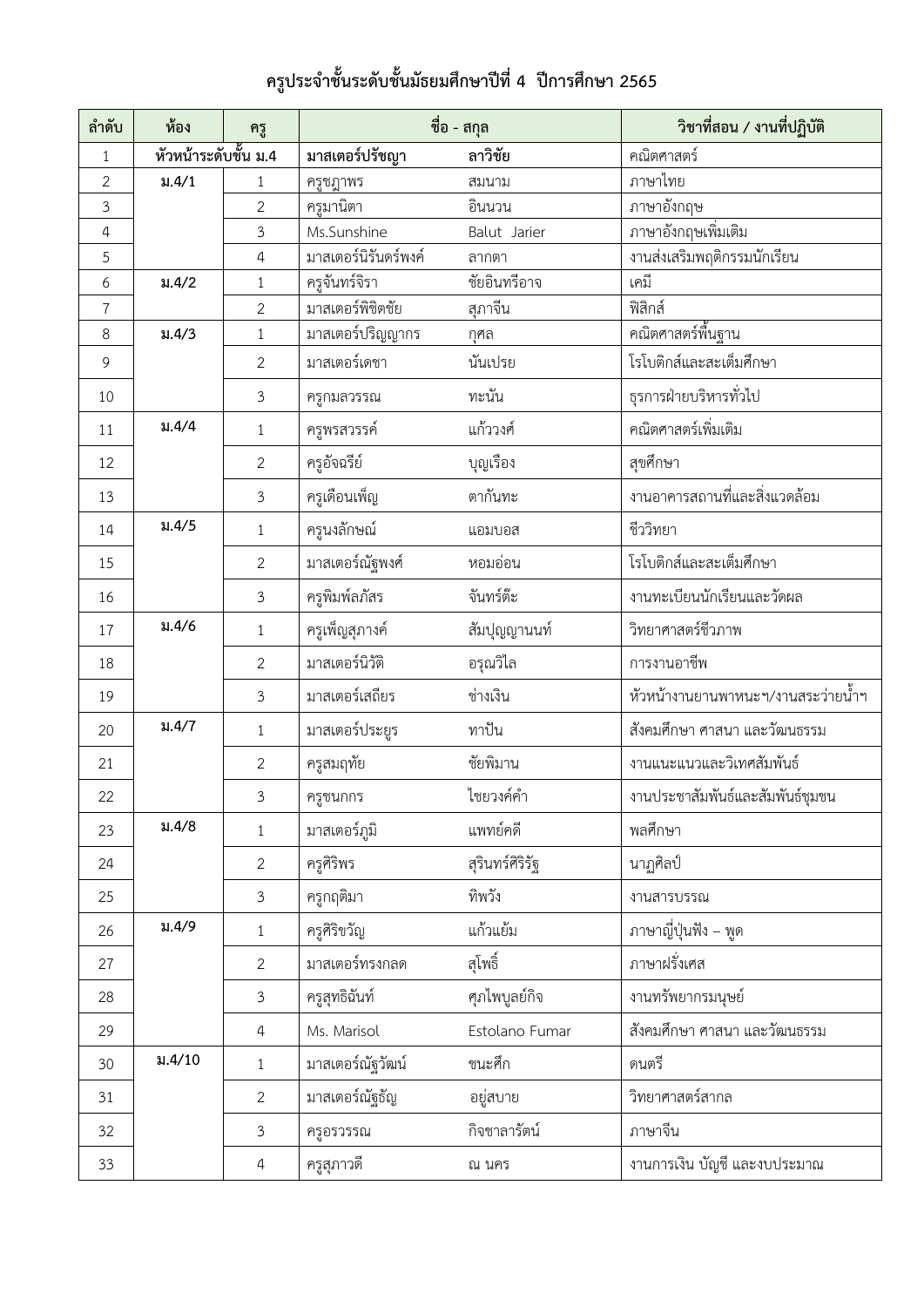# ครูประจำชั้นระดับชั้นมัธยมศึกษาปีที่ 4 ปีการศึกษา 2565

| ลำดับ | ห้อง | ครู | ชื่อ - สกุล | | วิชาที่สอน / งานที่ปฏิบัติ |
|---|---|---|---|---|---|
| 1 | **หัวหน้าระดับชั้น ม.4** | | **มาสเตอร์ปรัชญา** | **ลาวิชัย** | คณิตศาสตร์ |
| 2 | **ม.4/1** | 1 | ครูชฎาพร | สมนาม | ภาษาไทย |
| 3 | | 2 | ครูมานิตา | อินนวน | ภาษาอังกฤษ |
| 4 | | 3 | Ms.Sunshine | Balut Jarier | ภาษาอังกฤษเพิ่มเติม |
| 5 | | 4 | มาสเตอร์นิรันดร์พงค์ | ลากตา | งานส่งเสริมพฤติกรรมนักเรียน |
| 6 | **ม.4/2** | 1 | ครูจันทร์จิรา | ชัยอินทรีอาจ | เคมี |
| 7 | | 2 | มาสเตอร์พิชิตชัย | สุภาจีน | ฟิสิกส์ |
| 8 | **ม.4/3** | 1 | มาสเตอร์ปริญญากร | กุศล | คณิตศาสตร์พื้นฐาน |
| 9 | | 2 | มาสเตอร์เดชา | นันเปรย | โรโบติกส์และสะเต็มศึกษา |
| 10 | | 3 | ครูกมลวรรณ | ทะนัน | ธุรการฝ่ายบริหารทั่วไป |
| 11 | **ม.4/4** | 1 | ครูพรสวรรค์ | แก้ววงศ์ | คณิตศาสตร์เพิ่มเติม |
| 12 | | 2 | ครูอัจฉรีย์ | บุญเรือง | สุขศึกษา |
| 13 | | 3 | ครูเดือนเพ็ญ | ตากันทะ | งานอาคารสถานที่และสิ่งแวดล้อม |
| 14 | **ม.4/5** | 1 | ครูนงลักษณ์ | แอมบอส | ชีววิทยา |
| 15 | | 2 | มาสเตอร์ณัฐพงศ์ | หอมอ่อน | โรโบติกส์และสะเต็มศึกษา |
| 16 | | 3 | ครูพิมพ์ลภัสร | จันทร์ต๊ะ | งานทะเบียนนักเรียนและวัดผล |
| 17 | **ม.4/6** | 1 | ครูเพ็ญสุภางค์ | สัมปุญญานนท์ | วิทยาศาสตร์ชีวภาพ |
| 18 | | 2 | มาสเตอร์นิวัติ | อรุณวิไล | การงานอาชีพ |
| 19 | | 3 | มาสเตอร์เสถียร | ช่างเงิน | หัวหน้างานยานพาหนะฯ/งานสระว่ายน้ำฯ |
| 20 | **ม.4/7** | 1 | มาสเตอร์ประยูร | ทาปัน | สังคมศึกษา ศาสนา และวัฒนธรรม |
| 21 | | 2 | ครูสมฤทัย | ชัยพิมาน | งานแนะแนวและวิเทศสัมพันธ์ |
| 22 | | 3 | ครูชนกกร | ไชยวงค์คำ | งานประชาสัมพันธ์และสัมพันธ์ชุมชน |
| 23 | **ม.4/8** | 1 | มาสเตอร์ภูมิ | แพทย์คดี | พลศึกษา |
| 24 | | 2 | ครูศิริพร | สุรินทร์ศิริรัฐ | นาฏศิลป์ |
| 25 | | 3 | ครูกฤติมา | ทิพวัง | งานสารบรรณ |
| 26 | **ม.4/9** | 1 | ครูศิริขวัญ | แก้วแย้ม | ภาษาญี่ปุ่นฟัง – พูด |
| 27 | | 2 | มาสเตอร์ทรงกลด | สุโพธิ์ | ภาษาฝรั่งเศส |
| 28 | | 3 | ครูสุทธิฉันท์ | ศุภไพบูลย์กิจ | งานทรัพยากรมนุษย์ |
| 29 | | 4 | Ms. Marisol | Estolano Fumar | สังคมศึกษา ศาสนา และวัฒนธรรม |
| 30 | **ม.4/10** | 1 | มาสเตอร์ณัฐวัฒน์ | ชนะศึก | ดนตรี |
| 31 | | 2 | มาสเตอร์ณัฐธัญ | อยู่สบาย | วิทยาศาสตร์สากล |
| 32 | | 3 | ครูอรวรรณ | กิจชาลารัตน์ | ภาษาจีน |
| 33 | | 4 | ครูสุภาวดี | ณ นคร | งานการเงิน บัญชี และงบประมาณ |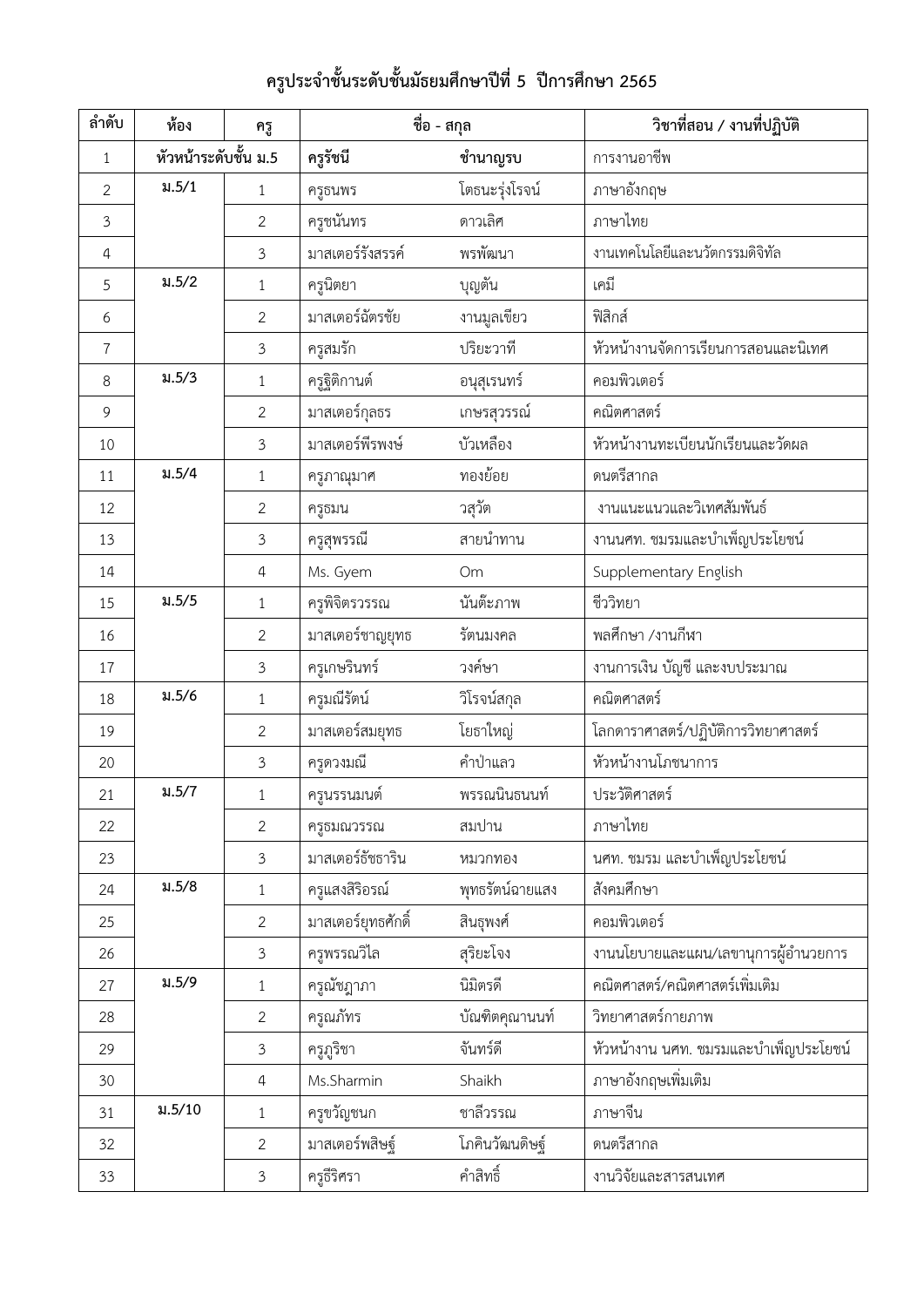# ครูประจำชั้นระดับชั้นมัธยมศึกษาปีที่ 5 ปีการศึกษา 2565

| ลำดับ | ห้อง | ครู | ชื่อ - สกุล | | วิชาที่สอน / งานที่ปฏิบัติ |
|---|---|---|---|---|---|
| 1 | หัวหน้าระดับชั้น ม.5 | | ครูรัชนี | ชำนาญรบ | การงานอาชีพ |
| 2 | ม.5/1 | 1 | ครูธนพร | โตธนะรุ่งโรจน์ | ภาษาอังกฤษ |
| 3 | | 2 | ครูชนันทร | ดาวเลิศ | ภาษาไทย |
| 4 | | 3 | มาสเตอร์รังสรรค์ | พรพัฒนา | งานเทคโนโลยีและนวัตกรรมดิจิทัล |
| 5 | ม.5/2 | 1 | ครูนิตยา | บุญตัน | เคมี |
| 6 | | 2 | มาสเตอร์ฉัตรชัย | งานมูลเขียว | ฟิสิกส์ |
| 7 | | 3 | ครูสมรัก | ปริยะวาที | หัวหน้างานจัดการเรียนการสอนและนิเทศ |
| 8 | ม.5/3 | 1 | ครูฐิติกานต์ | อนุสุเรนทร์ | คอมพิวเตอร์ |
| 9 | | 2 | มาสเตอร์กุลธร | เกษรสุวรรณ์ | คณิตศาสตร์ |
| 10 | | 3 | มาสเตอร์พีรพงษ์ | บัวเหลือง | หัวหน้างานทะเบียนนักเรียนและวัดผล |
| 11 | ม.5/4 | 1 | ครูภาณุมาศ | ทองย้อย | ดนตรีสากล |
| 12 | | 2 | ครูธมน | วสุวัต | งานแนะแนวและวิเทศสัมพันธ์ |
| 13 | | 3 | ครูสุพรรณี | สายนำทาน | งานนศท. ชมรมและบำเพ็ญประโยชน์ |
| 14 | | 4 | Ms. Gyem | Om | Supplementary English |
| 15 | ม.5/5 | 1 | ครูพิจิตรวรรณ | นันต๊ะภาพ | ชีววิทยา |
| 16 | | 2 | มาสเตอร์ชาญยุทธ | รัตนมงคล | พลศึกษา /งานกีฬา |
| 17 | | 3 | ครูเกษรินทร์ | วงค์ษา | งานการเงิน บัญชี และงบประมาณ |
| 18 | ม.5/6 | 1 | ครูมณีรัตน์ | วิโรจน์สกุล | คณิตศาสตร์ |
| 19 | | 2 | มาสเตอร์สมยุทธ | โยธาใหญ่ | โลกดาราศาสตร์/ปฏิบัติการวิทยาศาสตร์ |
| 20 | | 3 | ครูดวงมณี | คำป่าแลว | หัวหน้างานโภชนาการ |
| 21 | ม.5/7 | 1 | ครูนรรนมนต์ | พรรณนินธนนท์ | ประวัติศาสตร์ |
| 22 | | 2 | ครูธมณวรรณ | สมปาน | ภาษาไทย |
| 23 | | 3 | มาสเตอร์ธัชธาริน | หมวกทอง | นศท. ชมรม และบำเพ็ญประโยชน์ |
| 24 | ม.5/8 | 1 | ครูแสงสิริอรณ์ | พุทธรัตน์ฉายแสง | สังคมศึกษา |
| 25 | | 2 | มาสเตอร์ยุทธศักดิ์ | สินธุพงศ์ | คอมพิวเตอร์ |
| 26 | | 3 | ครูพรรณวิไล | สุริยะโจง | งานนโยบายและแผน/เลขานุการผู้อำนวยการ |
| 27 | ม.5/9 | 1 | ครูณัชฎาภา | นิมิตรดี | คณิตศาสตร์/คณิตศาสตร์เพิ่มเติม |
| 28 | | 2 | ครูณภัทร | บัณฑิตคุณานนท์ | วิทยาศาสตร์กายภาพ |
| 29 | | 3 | ครูภูริชา | จันทร์ดี | หัวหน้างาน นศท. ชมรมและบำเพ็ญประโยชน์ |
| 30 | | 4 | Ms.Sharmin | Shaikh | ภาษาอังกฤษเพิ่มเติม |
| 31 | ม.5/10 | 1 | ครูขวัญชนก | ชาลีวรรณ | ภาษาจีน |
| 32 | | 2 | มาสเตอร์พสิษฐ์ | โภคินวัฒนดิษฐ์ | ดนตรีสากล |
| 33 | | 3 | ครูธีริศรา | คำสิทธิ์ | งานวิจัยและสารสนเทศ |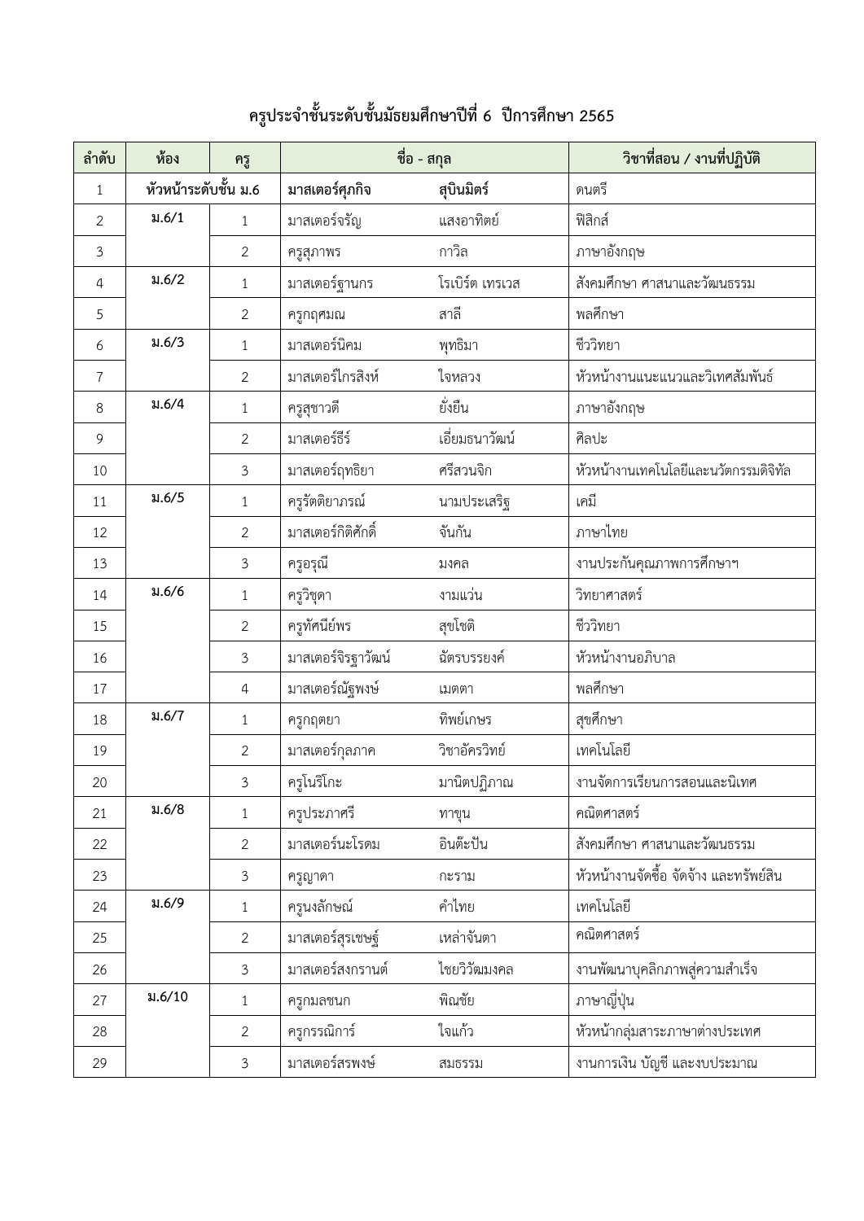## ครูประจำชั้นระดับชั้นมัธยมศึกษาปีที่ 6 ปีการศึกษา 2565

| ลำดับ | ห้อง | ครู | ชื่อ - สกุล | | วิชาที่สอน / งานที่ปฏิบัติ |
|---|---|---|---|---|---|
| 1 | หัวหน้าระดับชั้น ม.6 | | มาสเตอร์ศุภกิจ | สุบินมิตร์ | ดนตรี |
| 2 | ม.6/1 | 1 | มาสเตอร์จรัญ | แสงอาทิตย์ | ฟิสิกส์ |
| 3 | | 2 | ครูสุภาพร | กาวิล | ภาษาอังกฤษ |
| 4 | ม.6/2 | 1 | มาสเตอร์ฐานกร | โรเบิร์ต เทรเวส | สังคมศึกษา ศาสนาและวัฒนธรรม |
| 5 | | 2 | ครูกฤศมณ | สาลี | พลศึกษา |
| 6 | ม.6/3 | 1 | มาสเตอร์นิคม | พุทธิมา | ชีววิทยา |
| 7 | | 2 | มาสเตอร์ไกรสิงห์ | ใจหลวง | หัวหน้างานแนะแนวและวิเทศสัมพันธ์ |
| 8 | ม.6/4 | 1 | ครูสุชาวดี | ยั่งยืน | ภาษาอังกฤษ |
| 9 | | 2 | มาสเตอร์ธีร์ | เอี่ยมธนาวัฒน์ | ศิลปะ |
| 10 | | 3 | มาสเตอร์ฤทธิยา | ศรีสวนจิก | หัวหน้างานเทคโนโลยีและนวัตกรรมดิจิทัล |
| 11 | ม.6/5 | 1 | ครูรัตติยาภรณ์ | นามประเสริฐ | เคมี |
| 12 | | 2 | มาสเตอร์กิติศักดิ์ | จันกัน | ภาษาไทย |
| 13 | | 3 | ครูอรุณี | มงคล | งานประกันคุณภาพการศึกษาฯ |
| 14 | ม.6/6 | 1 | ครูวิชุดา | งามแว่น | วิทยาศาสตร์ |
| 15 | | 2 | ครูทัศนีย์พร | สุขโชติ | ชีววิทยา |
| 16 | | 3 | มาสเตอร์จิรฐาวัฒน์ | ฉัตรบรรยงค์ | หัวหน้างานอภิบาล |
| 17 | | 4 | มาสเตอร์ณัฐพงษ์ | เมตตา | พลศึกษา |
| 18 | ม.6/7 | 1 | ครูกฤตยา | ทิพย์เกษร | สุขศึกษา |
| 19 | | 2 | มาสเตอร์กุลภาค | วิชาอัครวิทย์ | เทคโนโลยี |
| 20 | | 3 | ครูโนริโกะ | มานิตปฏิภาณ | งานจัดการเรียนการสอนและนิเทศ |
| 21 | ม.6/8 | 1 | ครูประภาศรี | ทาขุน | คณิตศาสตร์ |
| 22 | | 2 | มาสเตอร์นะโรดม | อินตํะปัน | สังคมศึกษา ศาสนาและวัฒนธรรม |
| 23 | | 3 | ครูญาดา | กะราม | หัวหน้างานจัดซื้อ จัดจ้าง และทรัพย์สิน |
| 24 | ม.6/9 | 1 | ครูนงลักษณ์ | คำไทย | เทคโนโลยี |
| 25 | | 2 | มาสเตอร์สุรเชษฐ์ | เหล่าจันตา | คณิตศาสตร์ |
| 26 | | 3 | มาสเตอร์สงกรานต์ | ไชยวิวัฒมงคล | งานพัฒนาบุคลิกภาพสู่ความสำเร็จ |
| 27 | ม.6/10 | 1 | ครูกมลชนก | พิณชัย | ภาษาญี่ปุ่น |
| 28 | | 2 | ครูกรรณิการ์ | ใจแก้ว | หัวหน้ากลุ่มสาระภาษาต่างประเทศ |
| 29 | | 3 | มาสเตอร์สรพงษ์ | สมธรรม | งานการเงิน บัญชี และงบประมาณ |